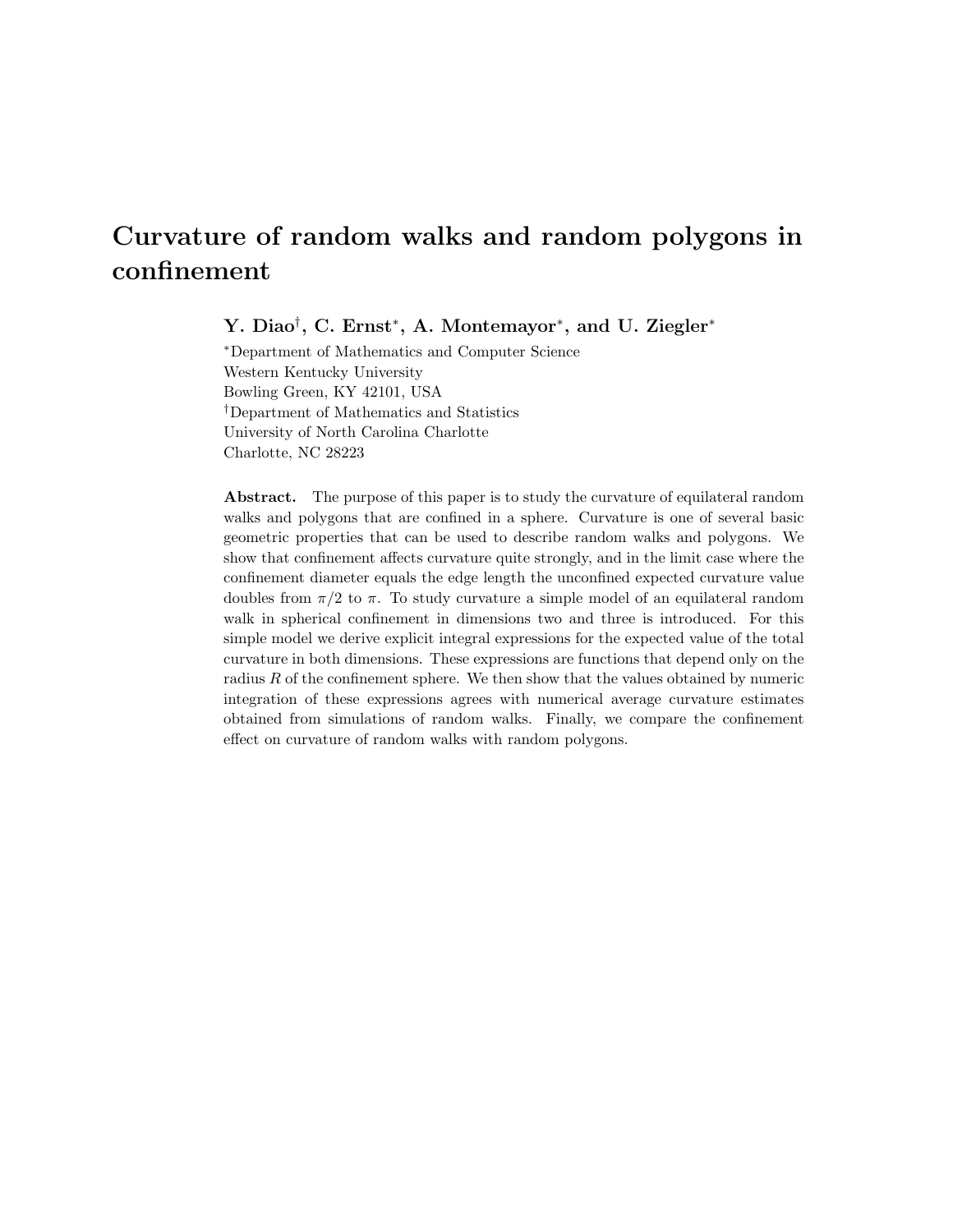# Curvature of random walks and random polygons in confinement

**Y. Diao[†], C. Ernst[*], A. Montemayor[*], and U. Ziegler[*]**

[*]Department of Mathematics and Computer Science
Western Kentucky University
Bowling Green, KY 42101, USA
[†]Department of Mathematics and Statistics
University of North Carolina Charlotte
Charlotte, NC 28223

**Abstract.** The purpose of this paper is to study the curvature of equilateral random walks and polygons that are confined in a sphere. Curvature is one of several basic geometric properties that can be used to describe random walks and polygons. We show that confinement affects curvature quite strongly, and in the limit case where the confinement diameter equals the edge length the unconfined expected curvature value doubles from $\pi/2$ to $\pi$. To study curvature a simple model of an equilateral random walk in spherical confinement in dimensions two and three is introduced. For this simple model we derive explicit integral expressions for the expected value of the total curvature in both dimensions. These expressions are functions that depend only on the radius $R$ of the confinement sphere. We then show that the values obtained by numeric integration of these expressions agrees with numerical average curvature estimates obtained from simulations of random walks. Finally, we compare the confinement effect on curvature of random walks with random polygons.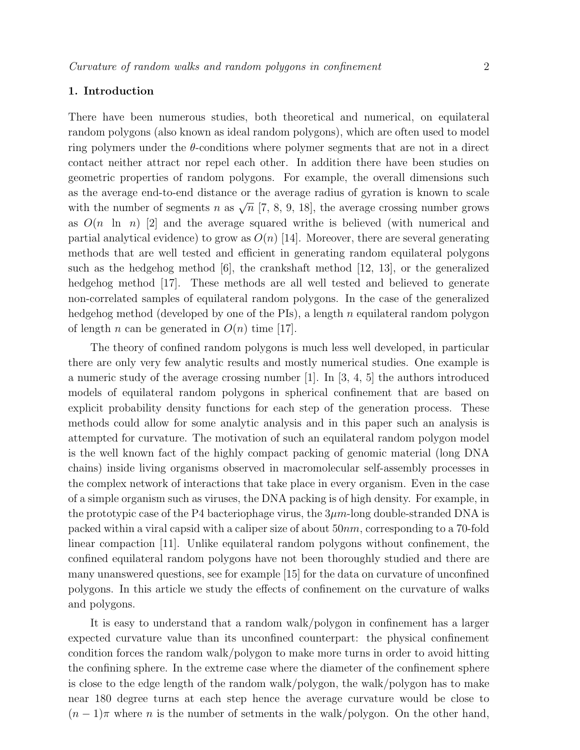## 1. Introduction

There have been numerous studies, both theoretical and numerical, on equilateral random polygons (also known as ideal random polygons), which are often used to model ring polymers under the $\theta$-conditions where polymer segments that are not in a direct contact neither attract nor repel each other. In addition there have been studies on geometric properties of random polygons. For example, the overall dimensions such as the average end-to-end distance or the average radius of gyration is known to scale with the number of segments $n$ as $\sqrt{n}$ [7, 8, 9, 18], the average crossing number grows as $O(n \ \ln \ n)$ [2] and the average squared writhe is believed (with numerical and partial analytical evidence) to grow as $O(n)$ [14]. Moreover, there are several generating methods that are well tested and efficient in generating random equilateral polygons such as the hedgehog method [6], the crankshaft method [12, 13], or the generalized hedgehog method [17]. These methods are all well tested and believed to generate non-correlated samples of equilateral random polygons. In the case of the generalized hedgehog method (developed by one of the PIs), a length $n$ equilateral random polygon of length $n$ can be generated in $O(n)$ time [17].

The theory of confined random polygons is much less well developed, in particular there are only very few analytic results and mostly numerical studies. One example is a numeric study of the average crossing number [1]. In [3, 4, 5] the authors introduced models of equilateral random polygons in spherical confinement that are based on explicit probability density functions for each step of the generation process. These methods could allow for some analytic analysis and in this paper such an analysis is attempted for curvature. The motivation of such an equilateral random polygon model is the well known fact of the highly compact packing of genomic material (long DNA chains) inside living organisms observed in macromolecular self-assembly processes in the complex network of interactions that take place in every organism. Even in the case of a simple organism such as viruses, the DNA packing is of high density. For example, in the prototypic case of the P4 bacteriophage virus, the $3\mu m$-long double-stranded DNA is packed within a viral capsid with a caliper size of about $50nm$, corresponding to a 70-fold linear compaction [11]. Unlike equilateral random polygons without confinement, the confined equilateral random polygons have not been thoroughly studied and there are many unanswered questions, see for example [15] for the data on curvature of unconfined polygons. In this article we study the effects of confinement on the curvature of walks and polygons.

It is easy to understand that a random walk/polygon in confinement has a larger expected curvature value than its unconfined counterpart: the physical confinement condition forces the random walk/polygon to make more turns in order to avoid hitting the confining sphere. In the extreme case where the diameter of the confinement sphere is close to the edge length of the random walk/polygon, the walk/polygon has to make near 180 degree turns at each step hence the average curvature would be close to $(n-1)\pi$ where $n$ is the number of setments in the walk/polygon. On the other hand,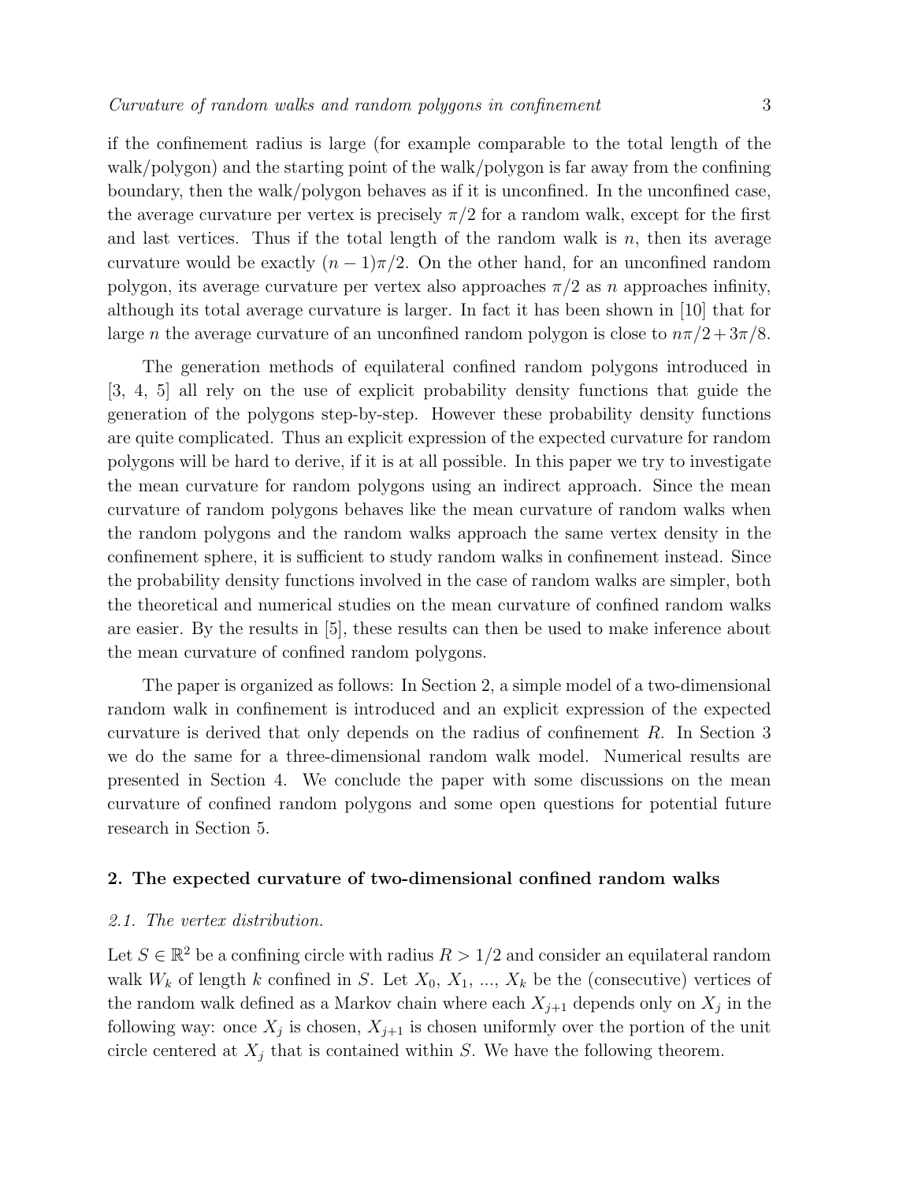if the confinement radius is large (for example comparable to the total length of the walk/polygon) and the starting point of the walk/polygon is far away from the confining boundary, then the walk/polygon behaves as if it is unconfined. In the unconfined case, the average curvature per vertex is precisely $\pi/2$ for a random walk, except for the first and last vertices. Thus if the total length of the random walk is $n$, then its average curvature would be exactly $(n-1)\pi/2$. On the other hand, for an unconfined random polygon, its average curvature per vertex also approaches $\pi/2$ as $n$ approaches infinity, although its total average curvature is larger. In fact it has been shown in [10] that for large $n$ the average curvature of an unconfined random polygon is close to $n\pi/2 + 3\pi/8$.

The generation methods of equilateral confined random polygons introduced in [3, 4, 5] all rely on the use of explicit probability density functions that guide the generation of the polygons step-by-step. However these probability density functions are quite complicated. Thus an explicit expression of the expected curvature for random polygons will be hard to derive, if it is at all possible. In this paper we try to investigate the mean curvature for random polygons using an indirect approach. Since the mean curvature of random polygons behaves like the mean curvature of random walks when the random polygons and the random walks approach the same vertex density in the confinement sphere, it is sufficient to study random walks in confinement instead. Since the probability density functions involved in the case of random walks are simpler, both the theoretical and numerical studies on the mean curvature of confined random walks are easier. By the results in [5], these results can then be used to make inference about the mean curvature of confined random polygons.

The paper is organized as follows: In Section 2, a simple model of a two-dimensional random walk in confinement is introduced and an explicit expression of the expected curvature is derived that only depends on the radius of confinement $R$. In Section 3 we do the same for a three-dimensional random walk model. Numerical results are presented in Section 4. We conclude the paper with some discussions on the mean curvature of confined random polygons and some open questions for potential future research in Section 5.

## 2. The expected curvature of two-dimensional confined random walks

### *2.1. The vertex distribution.*

Let $S \in \mathbb{R}^2$ be a confining circle with radius $R > 1/2$ and consider an equilateral random walk $W_k$ of length $k$ confined in $S$. Let $X_0$, $X_1$, ..., $X_k$ be the (consecutive) vertices of the random walk defined as a Markov chain where each $X_{j+1}$ depends only on $X_j$ in the following way: once $X_j$ is chosen, $X_{j+1}$ is chosen uniformly over the portion of the unit circle centered at $X_j$ that is contained within $S$. We have the following theorem.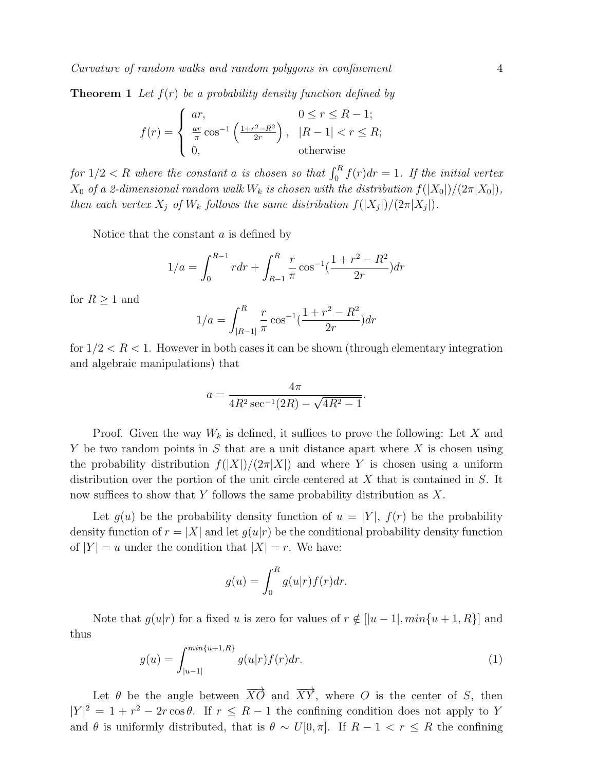**Theorem 1** *Let $f(r)$ be a probability density function defined by*

$$f(r) = \begin{cases} ar, & 0 \leq r \leq R-1; \\ \frac{ar}{\pi}\cos^{-1}\left(\frac{1+r^2-R^2}{2r}\right), & |R-1| < r \leq R; \\ 0, & \text{otherwise} \end{cases}$$

*for $1/2 < R$ where the constant $a$ is chosen so that $\int_0^R f(r)dr = 1$. If the initial vertex $X_0$ of a 2-dimensional random walk $W_k$ is chosen with the distribution $f(|X_0|)/(2\pi|X_0|)$, then each vertex $X_j$ of $W_k$ follows the same distribution $f(|X_j|)/(2\pi|X_j|)$.*

Notice that the constant $a$ is defined by

$$1/a = \int_0^{R-1} r dr + \int_{R-1}^{R} \frac{r}{\pi}\cos^{-1}(\frac{1+r^2-R^2}{2r})dr$$

for $R \geq 1$ and

$$1/a = \int_{|R-1|}^{R} \frac{r}{\pi}\cos^{-1}(\frac{1+r^2-R^2}{2r})dr$$

for $1/2 < R < 1$. However in both cases it can be shown (through elementary integration and algebraic manipulations) that

$$a = \frac{4\pi}{4R^2\sec^{-1}(2R) - \sqrt{4R^2-1}}.$$

Proof. Given the way $W_k$ is defined, it suffices to prove the following: Let $X$ and $Y$ be two random points in $S$ that are a unit distance apart where $X$ is chosen using the probability distribution $f(|X|)/(2\pi|X|)$ and where $Y$ is chosen using a uniform distribution over the portion of the unit circle centered at $X$ that is contained in $S$. It now suffices to show that $Y$ follows the same probability distribution as $X$.

Let $g(u)$ be the probability density function of $u = |Y|$, $f(r)$ be the probability density function of $r = |X|$ and let $g(u|r)$ be the conditional probability density function of $|Y| = u$ under the condition that $|X| = r$. We have:

$$g(u) = \int_0^R g(u|r)f(r)dr.$$

Note that $g(u|r)$ for a fixed $u$ is zero for values of $r \notin [|u-1|, min\{u+1, R\}]$ and thus

$$g(u) = \int_{|u-1|}^{min\{u+1,R\}} g(u|r)f(r)dr. \tag{1}$$

Let $\theta$ be the angle between $\overrightarrow{XO}$ and $\overrightarrow{XY}$, where $O$ is the center of $S$, then $|Y|^2 = 1 + r^2 - 2r\cos\theta$. If $r \leq R-1$ the confining condition does not apply to $Y$ and $\theta$ is uniformly distributed, that is $\theta \sim U[0, \pi]$. If $R-1 < r \leq R$ the confining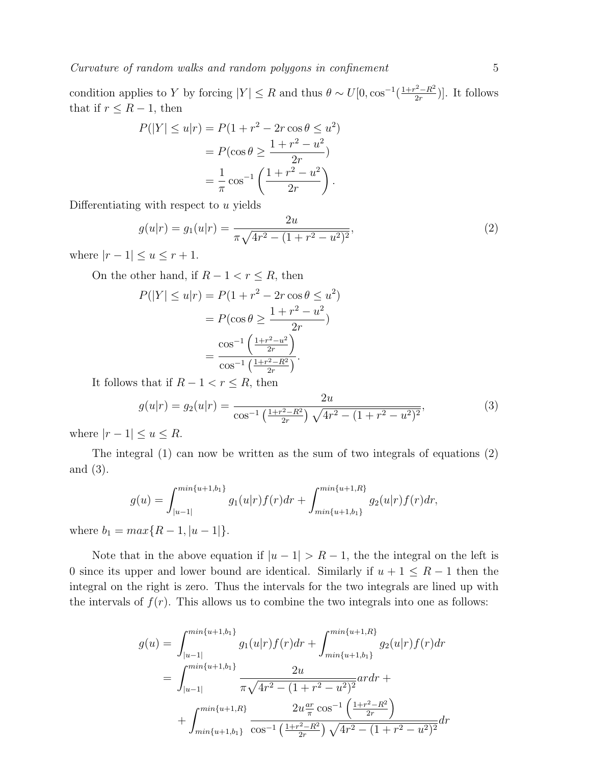condition applies to $Y$ by forcing $|Y| \leq R$ and thus $\theta \sim U[0, \cos^{-1}(\frac{1+r^2-R^2}{2r})]$. It follows that if $r \leq R-1$, then

$$
\begin{aligned}
P(|Y| \leq u|r) &= P(1 + r^2 - 2r\cos\theta \leq u^2) \\
&= P(\cos\theta \geq \frac{1 + r^2 - u^2}{2r}) \\
&= \frac{1}{\pi}\cos^{-1}\left(\frac{1 + r^2 - u^2}{2r}\right).
\end{aligned}
$$

Differentiating with respect to $u$ yields

$$
g(u|r) = g_1(u|r) = \frac{2u}{\pi\sqrt{4r^2 - (1 + r^2 - u^2)^2}}, \tag{2}
$$

where $|r-1| \leq u \leq r+1$.

On the other hand, if $R - 1 < r \leq R$, then

$$
\begin{aligned}
P(|Y| \leq u|r) &= P(1 + r^2 - 2r\cos\theta \leq u^2) \\
&= P(\cos\theta \geq \frac{1 + r^2 - u^2}{2r}) \\
&= \frac{\cos^{-1}\left(\frac{1+r^2-u^2}{2r}\right)}{\cos^{-1}\left(\frac{1+r^2-R^2}{2r}\right)}.
\end{aligned}
$$

It follows that if $R - 1 < r \leq R$, then

$$
g(u|r) = g_2(u|r) = \frac{2u}{\cos^{-1}\left(\frac{1+r^2-R^2}{2r}\right)\sqrt{4r^2 - (1 + r^2 - u^2)^2}}, \tag{3}
$$

where $|r-1| \leq u \leq R$.

The integral (1) can now be written as the sum of two integrals of equations (2) and (3).

$$
g(u) = \int_{|u-1|}^{min\{u+1,b_1\}} g_1(u|r)f(r)dr + \int_{min\{u+1,b_1\}}^{min\{u+1,R\}} g_2(u|r)f(r)dr,
$$

where $b_1 = max\{R-1, |u-1|\}$.

Note that in the above equation if $|u-1| > R-1$, the the integral on the left is 0 since its upper and lower bound are identical. Similarly if $u + 1 \leq R - 1$ then the integral on the right is zero. Thus the intervals for the two integrals are lined up with the intervals of $f(r)$. This allows us to combine the two integrals into one as follows:

$$
\begin{aligned}
g(u) &= \int_{|u-1|}^{min\{u+1,b_1\}} g_1(u|r)f(r)dr + \int_{min\{u+1,b_1\}}^{min\{u+1,R\}} g_2(u|r)f(r)dr \\
&= \int_{|u-1|}^{min\{u+1,b_1\}} \frac{2u}{\pi\sqrt{4r^2 - (1 + r^2 - u^2)^2}} ar dr + \\
&\quad + \int_{min\{u+1,b_1\}}^{min\{u+1,R\}} \frac{2u\frac{ar}{\pi}\cos^{-1}\left(\frac{1+r^2-R^2}{2r}\right)}{\cos^{-1}\left(\frac{1+r^2-R^2}{2r}\right)\sqrt{4r^2 - (1 + r^2 - u^2)^2}} dr
\end{aligned}
$$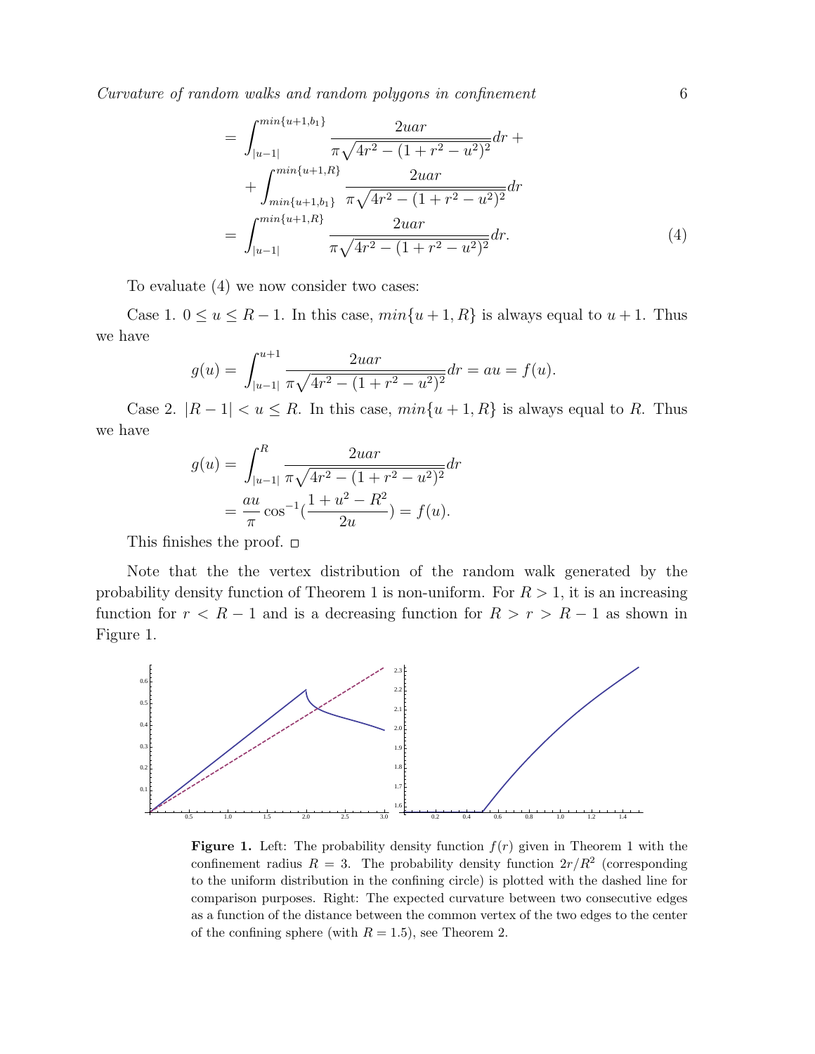$$
\begin{aligned}
&= \int_{|u-1|}^{min\{u+1,b_1\}} \frac{2uar}{\pi\sqrt{4r^2-(1+r^2-u^2)^2}}dr + \\
&\quad + \int_{min\{u+1,b_1\}}^{min\{u+1,R\}} \frac{2uar}{\pi\sqrt{4r^2-(1+r^2-u^2)^2}}dr \\
&= \int_{|u-1|}^{min\{u+1,R\}} \frac{2uar}{\pi\sqrt{4r^2-(1+r^2-u^2)^2}}dr. \qquad (4)
\end{aligned}
$$

To evaluate (4) we now consider two cases:

Case 1. $0 \le u \le R-1$. In this case, $min\{u+1,R\}$ is always equal to $u+1$. Thus we have

$$
g(u) = \int_{|u-1|}^{u+1} \frac{2uar}{\pi\sqrt{4r^2-(1+r^2-u^2)^2}}dr = au = f(u).
$$

Case 2. $|R-1| < u \le R$. In this case, $min\{u+1,R\}$ is always equal to $R$. Thus we have

$$
\begin{aligned}
g(u) &= \int_{|u-1|}^{R} \frac{2uar}{\pi\sqrt{4r^2-(1+r^2-u^2)^2}}dr \\
&= \frac{au}{\pi}\cos^{-1}\left(\frac{1+u^2-R^2}{2u}\right) = f(u).
\end{aligned}
$$

This finishes the proof. □

Note that the the vertex distribution of the random walk generated by the probability density function of Theorem 1 is non-uniform. For $R > 1$, it is an increasing function for $r < R-1$ and is a decreasing function for $R > r > R-1$ as shown in Figure 1.

**Figure 1.** Left: The probability density function $f(r)$ given in Theorem 1 with the confinement radius $R = 3$. The probability density function $2r/R^2$ (corresponding to the uniform distribution in the confining circle) is plotted with the dashed line for comparison purposes. Right: The expected curvature between two consecutive edges as a function of the distance between the common vertex of the two edges to the center of the confining sphere (with $R = 1.5$), see Theorem 2.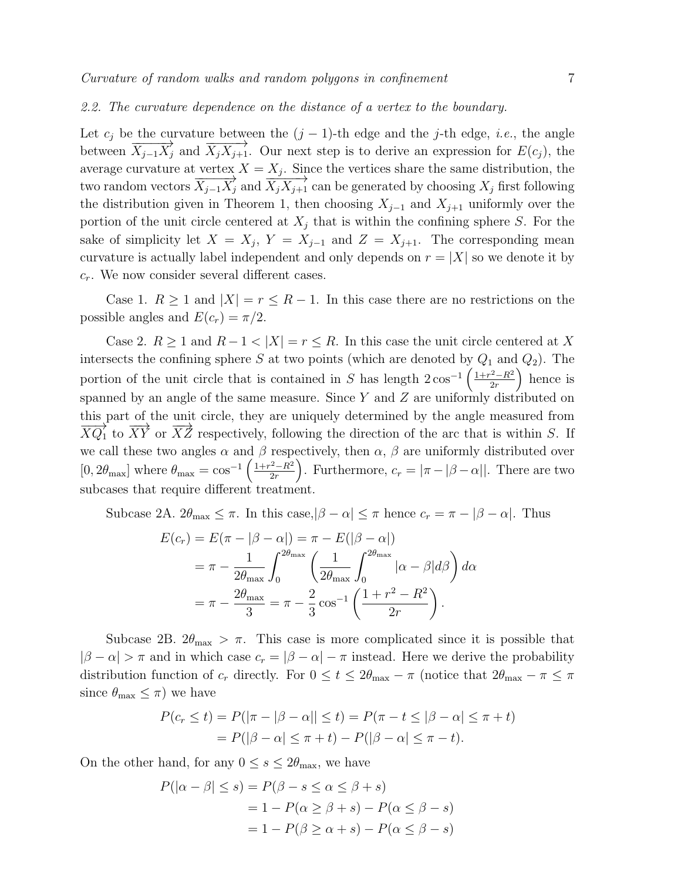### 2.2. The curvature dependence on the distance of a vertex to the boundary.

Let $c_j$ be the curvature between the $(j-1)$-th edge and the $j$-th edge, *i.e.*, the angle between $\overrightarrow{X_{j-1}X_j}$ and $\overrightarrow{X_jX_{j+1}}$. Our next step is to derive an expression for $E(c_j)$, the average curvature at vertex $X = X_j$. Since the vertices share the same distribution, the two random vectors $\overrightarrow{X_{j-1}X_j}$ and $\overrightarrow{X_jX_{j+1}}$ can be generated by choosing $X_j$ first following the distribution given in Theorem 1, then choosing $X_{j-1}$ and $X_{j+1}$ uniformly over the portion of the unit circle centered at $X_j$ that is within the confining sphere $S$. For the sake of simplicity let $X = X_j$, $Y = X_{j-1}$ and $Z = X_{j+1}$. The corresponding mean curvature is actually label independent and only depends on $r = |X|$ so we denote it by $c_r$. We now consider several different cases.

Case 1. $R \geq 1$ and $|X| = r \leq R - 1$. In this case there are no restrictions on the possible angles and $E(c_r) = \pi/2$.

Case 2. $R \geq 1$ and $R - 1 < |X| = r \leq R$. In this case the unit circle centered at $X$ intersects the confining sphere $S$ at two points (which are denoted by $Q_1$ and $Q_2$). The portion of the unit circle that is contained in $S$ has length $2\cos^{-1}\left(\frac{1+r^2-R^2}{2r}\right)$ hence is spanned by an angle of the same measure. Since $Y$ and $Z$ are uniformly distributed on this part of the unit circle, they are uniquely determined by the angle measured from $\overrightarrow{XQ_1}$ to $\overrightarrow{XY}$ or $\overrightarrow{XZ}$ respectively, following the direction of the arc that is within $S$. If we call these two angles $\alpha$ and $\beta$ respectively, then $\alpha$, $\beta$ are uniformly distributed over $[0, 2\theta_{\max}]$ where $\theta_{\max} = \cos^{-1}\left(\frac{1+r^2-R^2}{2r}\right)$. Furthermore, $c_r = |\pi - |\beta - \alpha||$. There are two subcases that require different treatment.

Subcase 2A. $2\theta_{\max} \leq \pi$. In this case, $|\beta - \alpha| \leq \pi$ hence $c_r = \pi - |\beta - \alpha|$. Thus

$$
\begin{aligned}
E(c_r) &= E(\pi - |\beta - \alpha|) = \pi - E(|\beta - \alpha|) \\
&= \pi - \frac{1}{2\theta_{\max}} \int_0^{2\theta_{\max}} \left( \frac{1}{2\theta_{\max}} \int_0^{2\theta_{\max}} |\alpha - \beta| d\beta \right) d\alpha \\
&= \pi - \frac{2\theta_{\max}}{3} = \pi - \frac{2}{3}\cos^{-1}\left(\frac{1+r^2-R^2}{2r}\right).
\end{aligned}
$$

Subcase 2B. $2\theta_{\max} > \pi$. This case is more complicated since it is possible that $|\beta - \alpha| > \pi$ and in which case $c_r = |\beta - \alpha| - \pi$ instead. Here we derive the probability distribution function of $c_r$ directly. For $0 \leq t \leq 2\theta_{\max} - \pi$ (notice that $2\theta_{\max} - \pi \leq \pi$ since $\theta_{\max} \leq \pi$) we have

$$
\begin{aligned}
P(c_r \leq t) &= P(|\pi - |\beta - \alpha|| \leq t) = P(\pi - t \leq |\beta - \alpha| \leq \pi + t) \\
&= P(|\beta - \alpha| \leq \pi + t) - P(|\beta - \alpha| \leq \pi - t).
\end{aligned}
$$

On the other hand, for any $0 \leq s \leq 2\theta_{\max}$, we have

$$
\begin{aligned}
P(|\alpha - \beta| \leq s) &= P(\beta - s \leq \alpha \leq \beta + s) \\
&= 1 - P(\alpha \geq \beta + s) - P(\alpha \leq \beta - s) \\
&= 1 - P(\beta \geq \alpha + s) - P(\alpha \leq \beta - s)
\end{aligned}
$$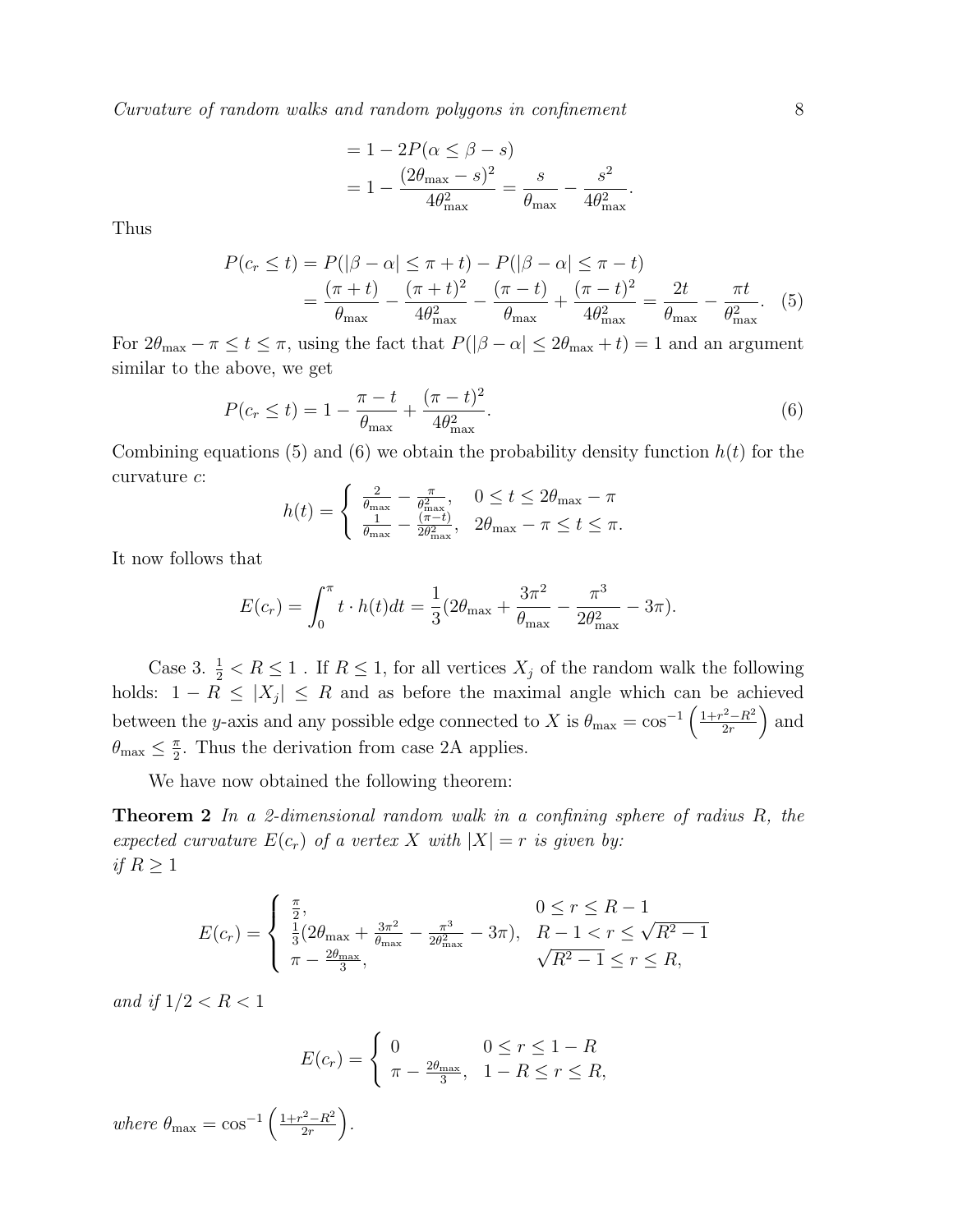$$
\begin{aligned}
&= 1 - 2P(\alpha \leq \beta - s) \\
&= 1 - \frac{(2\theta_{\max} - s)^2}{4\theta_{\max}^2} = \frac{s}{\theta_{\max}} - \frac{s^2}{4\theta_{\max}^2}.
\end{aligned}
$$

Thus

$$
\begin{aligned}
P(c_r \leq t) &= P(|\beta - \alpha| \leq \pi + t) - P(|\beta - \alpha| \leq \pi - t) \\
&= \frac{(\pi + t)}{\theta_{\max}} - \frac{(\pi + t)^2}{4\theta_{\max}^2} - \frac{(\pi - t)}{\theta_{\max}} + \frac{(\pi - t)^2}{4\theta_{\max}^2} = \frac{2t}{\theta_{\max}} - \frac{\pi t}{\theta_{\max}^2}. \quad (5)
\end{aligned}
$$

For $2\theta_{\max} - \pi \leq t \leq \pi$, using the fact that $P(|\beta - \alpha| \leq 2\theta_{\max} + t) = 1$ and an argument similar to the above, we get

$$
P(c_r \leq t) = 1 - \frac{\pi - t}{\theta_{\max}} + \frac{(\pi - t)^2}{4\theta_{\max}^2}. \quad (6)
$$

Combining equations (5) and (6) we obtain the probability density function $h(t)$ for the curvature $c$:

$$
h(t) = \begin{cases} \frac{2}{\theta_{\max}} - \frac{\pi}{\theta_{\max}^2}, & 0 \leq t \leq 2\theta_{\max} - \pi \\ \frac{1}{\theta_{\max}} - \frac{(\pi - t)}{2\theta_{\max}^2}, & 2\theta_{\max} - \pi \leq t \leq \pi. \end{cases}
$$

It now follows that

$$
E(c_r) = \int_0^{\pi} t \cdot h(t) dt = \frac{1}{3}(2\theta_{\max} + \frac{3\pi^2}{\theta_{\max}} - \frac{\pi^3}{2\theta_{\max}^2} - 3\pi).
$$

Case 3. $\frac{1}{2} < R \leq 1$ . If $R \leq 1$, for all vertices $X_j$ of the random walk the following holds: $1 - R \leq |X_j| \leq R$ and as before the maximal angle which can be achieved between the $y$-axis and any possible edge connected to $X$ is $\theta_{\max} = \cos^{-1}\left(\frac{1+r^2-R^2}{2r}\right)$ and $\theta_{\max} \leq \frac{\pi}{2}$. Thus the derivation from case 2A applies.

We have now obtained the following theorem:

**Theorem 2** *In a 2-dimensional random walk in a confining sphere of radius $R$, the expected curvature $E(c_r)$ of a vertex $X$ with $|X| = r$ is given by:*
*if $R \geq 1$*

$$
E(c_r) = \begin{cases} \frac{\pi}{2}, & 0 \leq r \leq R - 1 \\ \frac{1}{3}(2\theta_{\max} + \frac{3\pi^2}{\theta_{\max}} - \frac{\pi^3}{2\theta_{\max}^2} - 3\pi), & R - 1 < r \leq \sqrt{R^2 - 1} \\ \pi - \frac{2\theta_{\max}}{3}, & \sqrt{R^2 - 1} \leq r \leq R, \end{cases}
$$

*and if $1/2 < R < 1$*

$$
E(c_r) = \begin{cases} 0 & 0 \leq r \leq 1 - R \\ \pi - \frac{2\theta_{\max}}{3}, & 1 - R \leq r \leq R, \end{cases}
$$

*where $\theta_{\max} = \cos^{-1}\left(\frac{1+r^2-R^2}{2r}\right)$.*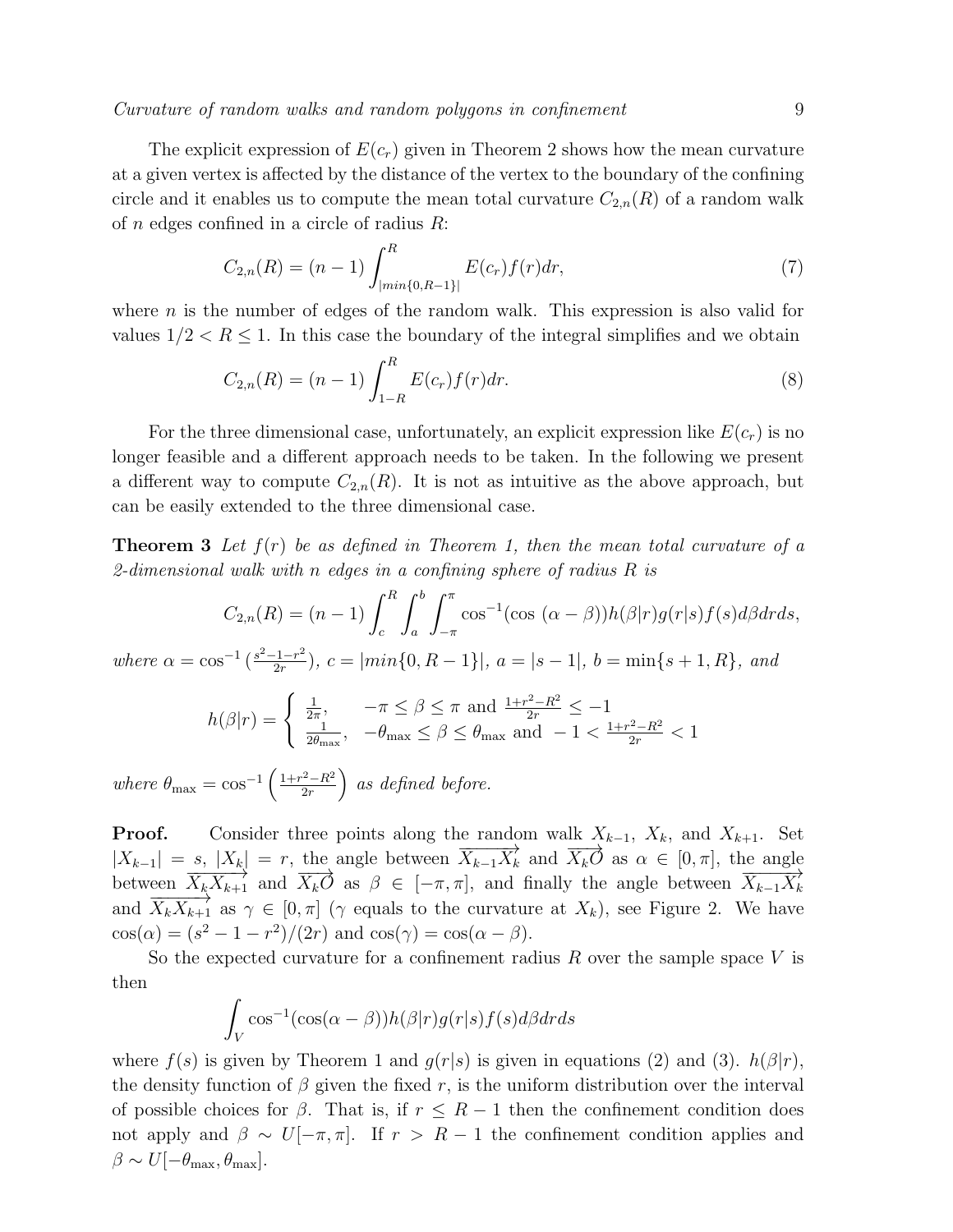The explicit expression of $E(c_r)$ given in Theorem 2 shows how the mean curvature at a given vertex is affected by the distance of the vertex to the boundary of the confining circle and it enables us to compute the mean total curvature $C_{2,n}(R)$ of a random walk of $n$ edges confined in a circle of radius $R$:

$$C_{2,n}(R) = (n-1)\int_{|min\{0,R-1\}|}^{R} E(c_r)f(r)dr, \tag{7}$$

where $n$ is the number of edges of the random walk. This expression is also valid for values $1/2 < R \leq 1$. In this case the boundary of the integral simplifies and we obtain

$$C_{2,n}(R) = (n-1)\int_{1-R}^{R} E(c_r)f(r)dr. \tag{8}$$

For the three dimensional case, unfortunately, an explicit expression like $E(c_r)$ is no longer feasible and a different approach needs to be taken. In the following we present a different way to compute $C_{2,n}(R)$. It is not as intuitive as the above approach, but can be easily extended to the three dimensional case.

**Theorem 3** *Let $f(r)$ be as defined in Theorem 1, then the mean total curvature of a 2-dimensional walk with $n$ edges in a confining sphere of radius $R$ is*

$$C_{2,n}(R) = (n-1)\int_{c}^{R}\int_{a}^{b}\int_{-\pi}^{\pi} \cos^{-1}(\cos\,(\alpha-\beta))h(\beta|r)g(r|s)f(s)d\beta drds,$$

*where* $\alpha = \cos^{-1}\left(\frac{s^2-1-r^2}{2r}\right)$, $c = |min\{0, R-1\}|$, $a = |s-1|$, $b = \min\{s+1, R\}$, *and*

$$h(\beta|r) = \begin{cases} \frac{1}{2\pi}, & -\pi \leq \beta \leq \pi \text{ and } \frac{1+r^2-R^2}{2r} \leq -1 \\ \frac{1}{2\theta_{\max}}, & -\theta_{\max} \leq \beta \leq \theta_{\max} \text{ and } -1 < \frac{1+r^2-R^2}{2r} < 1 \end{cases}$$

*where* $\theta_{\max} = \cos^{-1}\left(\frac{1+r^2-R^2}{2r}\right)$ *as defined before.*

**Proof.** Consider three points along the random walk $X_{k-1}$, $X_k$, and $X_{k+1}$. Set $|X_{k-1}| = s$, $|X_k| = r$, the angle between $\overrightarrow{X_{k-1}X_k}$ and $\overrightarrow{X_kO}$ as $\alpha \in [0, \pi]$, the angle between $\overrightarrow{X_kX_{k+1}}$ and $\overrightarrow{X_kO}$ as $\beta \in [-\pi, \pi]$, and finally the angle between $\overrightarrow{X_{k-1}X_k}$ and $\overrightarrow{X_kX_{k+1}}$ as $\gamma \in [0, \pi]$ ($\gamma$ equals to the curvature at $X_k$), see Figure 2. We have $\cos(\alpha) = (s^2 - 1 - r^2)/(2r)$ and $\cos(\gamma) = \cos(\alpha - \beta)$.

So the expected curvature for a confinement radius $R$ over the sample space $V$ is then

$$\int_V \cos^{-1}(\cos(\alpha-\beta))h(\beta|r)g(r|s)f(s)d\beta drds$$

where $f(s)$ is given by Theorem 1 and $g(r|s)$ is given in equations (2) and (3). $h(\beta|r)$, the density function of $\beta$ given the fixed $r$, is the uniform distribution over the interval of possible choices for $\beta$. That is, if $r \leq R-1$ then the confinement condition does not apply and $\beta \sim U[-\pi, \pi]$. If $r > R-1$ the confinement condition applies and $\beta \sim U[-\theta_{\max}, \theta_{\max}]$.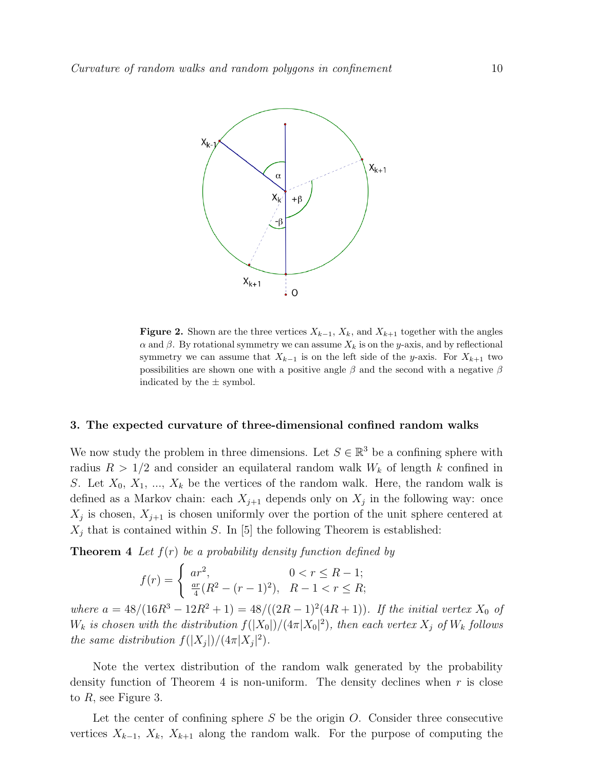**Figure 2.** Shown are the three vertices $X_{k-1}$, $X_k$, and $X_{k+1}$ together with the angles $\alpha$ and $\beta$. By rotational symmetry we can assume $X_k$ is on the $y$-axis, and by reflectional symmetry we can assume that $X_{k-1}$ is on the left side of the $y$-axis. For $X_{k+1}$ two possibilities are shown one with a positive angle $\beta$ and the second with a negative $\beta$ indicated by the $\pm$ symbol.

## 3. The expected curvature of three-dimensional confined random walks

We now study the problem in three dimensions. Let $S \in \mathbb{R}^3$ be a confining sphere with radius $R > 1/2$ and consider an equilateral random walk $W_k$ of length $k$ confined in $S$. Let $X_0$, $X_1$, ..., $X_k$ be the vertices of the random walk. Here, the random walk is defined as a Markov chain: each $X_{j+1}$ depends only on $X_j$ in the following way: once $X_j$ is chosen, $X_{j+1}$ is chosen uniformly over the portion of the unit sphere centered at $X_j$ that is contained within $S$. In [5] the following Theorem is established:

**Theorem 4** *Let $f(r)$ be a probability density function defined by*

$$f(r) = \begin{cases} ar^2, & 0 < r \leq R-1; \\ \frac{ar}{4}(R^2 - (r-1)^2), & R-1 < r \leq R; \end{cases}$$

*where $a = 48/(16R^3 - 12R^2 + 1) = 48/((2R-1)^2(4R+1))$. If the initial vertex $X_0$ of $W_k$ is chosen with the distribution $f(|X_0|)/(4\pi|X_0|^2)$, then each vertex $X_j$ of $W_k$ follows the same distribution $f(|X_j|)/(4\pi|X_j|^2)$.*

Note the vertex distribution of the random walk generated by the probability density function of Theorem 4 is non-uniform. The density declines when $r$ is close to $R$, see Figure 3.

Let the center of confining sphere $S$ be the origin $O$. Consider three consecutive vertices $X_{k-1}$, $X_k$, $X_{k+1}$ along the random walk. For the purpose of computing the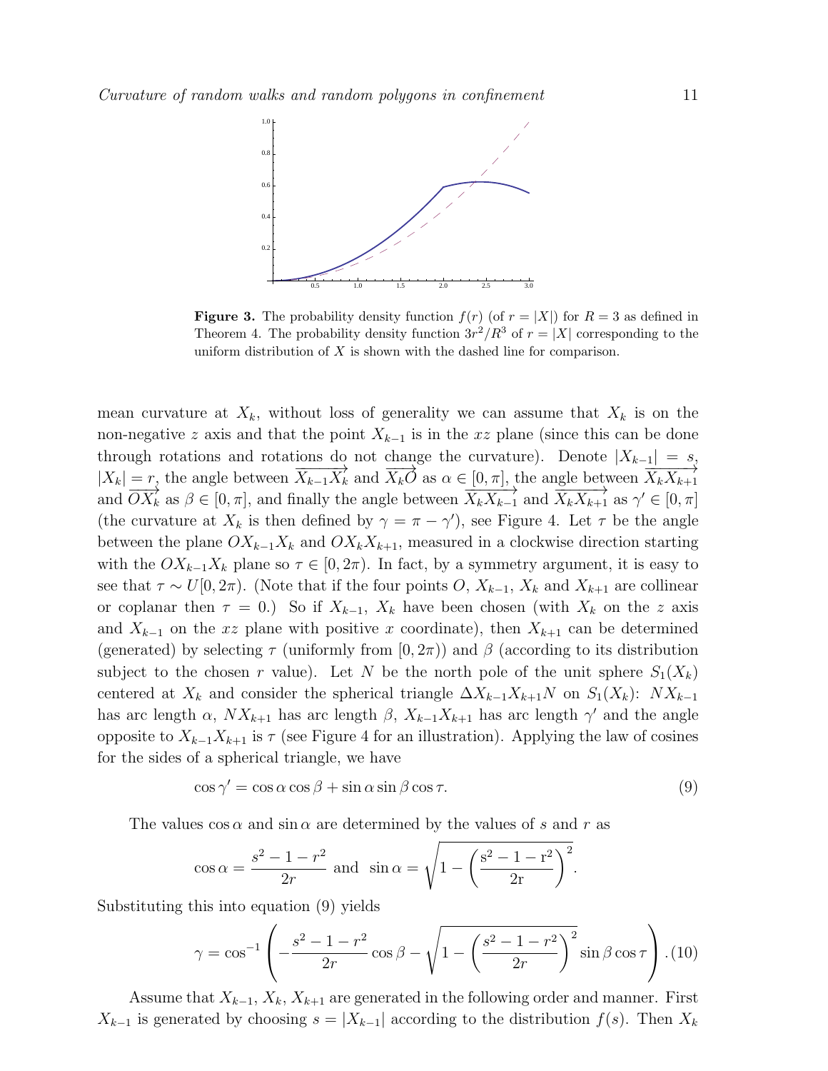**Figure 3.** The probability density function $f(r)$ (of $r = |X|$) for $R = 3$ as defined in Theorem 4. The probability density function $3r^2/R^3$ of $r = |X|$ corresponding to the uniform distribution of $X$ is shown with the dashed line for comparison.

mean curvature at $X_k$, without loss of generality we can assume that $X_k$ is on the non-negative $z$ axis and that the point $X_{k-1}$ is in the $xz$ plane (since this can be done through rotations and rotations do not change the curvature). Denote $|X_{k-1}| = s$, $|X_k| = r$, the angle between $\overrightarrow{X_{k-1}X_k}$ and $\overrightarrow{X_kO}$ as $\alpha \in [0, \pi]$, the angle between $\overrightarrow{X_kX_{k+1}}$ and $\overrightarrow{OX_k}$ as $\beta \in [0, \pi]$, and finally the angle between $\overrightarrow{X_kX_{k-1}}$ and $\overrightarrow{X_kX_{k+1}}$ as $\gamma' \in [0, \pi]$ (the curvature at $X_k$ is then defined by $\gamma = \pi - \gamma'$), see Figure 4. Let $\tau$ be the angle between the plane $OX_{k-1}X_k$ and $OX_kX_{k+1}$, measured in a clockwise direction starting with the $OX_{k-1}X_k$ plane so $\tau \in [0, 2\pi)$. In fact, by a symmetry argument, it is easy to see that $\tau \sim U[0, 2\pi)$. (Note that if the four points $O$, $X_{k-1}$, $X_k$ and $X_{k+1}$ are collinear or coplanar then $\tau = 0$.) So if $X_{k-1}$, $X_k$ have been chosen (with $X_k$ on the $z$ axis and $X_{k-1}$ on the $xz$ plane with positive $x$ coordinate), then $X_{k+1}$ can be determined (generated) by selecting $\tau$ (uniformly from $[0, 2\pi)$) and $\beta$ (according to its distribution subject to the chosen $r$ value). Let $N$ be the north pole of the unit sphere $S_1(X_k)$ centered at $X_k$ and consider the spherical triangle $\Delta X_{k-1}X_{k+1}N$ on $S_1(X_k)$: $NX_{k-1}$ has arc length $\alpha$, $NX_{k+1}$ has arc length $\beta$, $X_{k-1}X_{k+1}$ has arc length $\gamma'$ and the angle opposite to $X_{k-1}X_{k+1}$ is $\tau$ (see Figure 4 for an illustration). Applying the law of cosines for the sides of a spherical triangle, we have

$$\cos\gamma' = \cos\alpha\cos\beta + \sin\alpha\sin\beta\cos\tau. \tag{9}$$

The values $\cos\alpha$ and $\sin\alpha$ are determined by the values of $s$ and $r$ as

$$\cos\alpha = \frac{s^2 - 1 - r^2}{2r} \text{ and } \sin\alpha = \sqrt{1 - \left(\frac{s^2 - 1 - r^2}{2r}\right)^2}.$$

Substituting this into equation (9) yields

$$\gamma = \cos^{-1}\left(-\frac{s^2 - 1 - r^2}{2r}\cos\beta - \sqrt{1 - \left(\frac{s^2 - 1 - r^2}{2r}\right)^2}\sin\beta\cos\tau\right). \tag{10}$$

Assume that $X_{k-1}$, $X_k$, $X_{k+1}$ are generated in the following order and manner. First $X_{k-1}$ is generated by choosing $s = |X_{k-1}|$ according to the distribution $f(s)$. Then $X_k$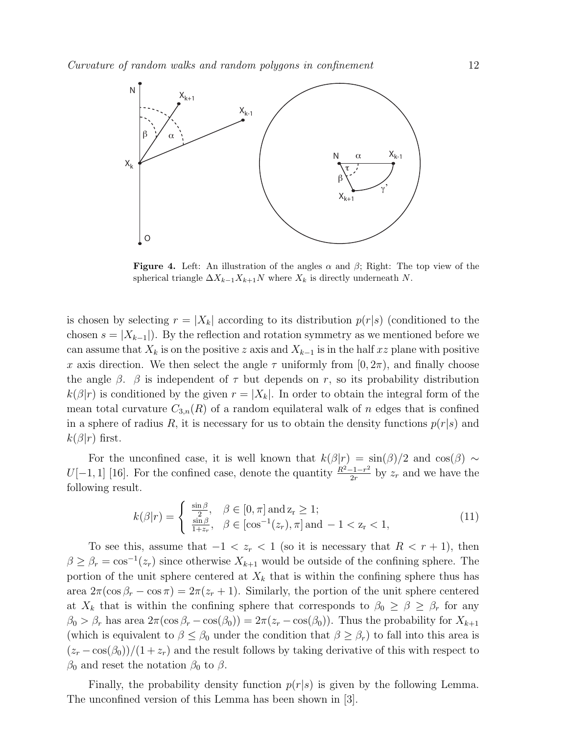**Figure 4.** Left: An illustration of the angles $\alpha$ and $\beta$; Right: The top view of the spherical triangle $\Delta X_{k-1}X_{k+1}N$ where $X_k$ is directly underneath $N$.

is chosen by selecting $r = |X_k|$ according to its distribution $p(r|s)$ (conditioned to the chosen $s = |X_{k-1}|$). By the reflection and rotation symmetry as we mentioned before we can assume that $X_k$ is on the positive $z$ axis and $X_{k-1}$ is in the half $xz$ plane with positive $x$ axis direction. We then select the angle $\tau$ uniformly from $[0, 2\pi)$, and finally choose the angle $\beta$. $\beta$ is independent of $\tau$ but depends on $r$, so its probability distribution $k(\beta|r)$ is conditioned by the given $r = |X_k|$. In order to obtain the integral form of the mean total curvature $C_{3,n}(R)$ of a random equilateral walk of $n$ edges that is confined in a sphere of radius $R$, it is necessary for us to obtain the density functions $p(r|s)$ and $k(\beta|r)$ first.

For the unconfined case, it is well known that $k(\beta|r) = \sin(\beta)/2$ and $\cos(\beta) \sim U[-1, 1]$ [16]. For the confined case, denote the quantity $\frac{R^2-1-r^2}{2r}$ by $z_r$ and we have the following result.

$$
k(\beta|r) = \begin{cases} \frac{\sin\beta}{2}, & \beta \in [0, \pi] \, \text{and} \, z_r \geq 1; \\ \frac{\sin\beta}{1+z_r}, & \beta \in [\cos^{-1}(z_r), \pi] \, \text{and} \, -1 < z_r < 1, \end{cases} \tag{11}
$$

To see this, assume that $-1 < z_r < 1$ (so it is necessary that $R < r + 1$), then $\beta \geq \beta_r = \cos^{-1}(z_r)$ since otherwise $X_{k+1}$ would be outside of the confining sphere. The portion of the unit sphere centered at $X_k$ that is within the confining sphere thus has area $2\pi(\cos\beta_r - \cos\pi) = 2\pi(z_r + 1)$. Similarly, the portion of the unit sphere centered at $X_k$ that is within the confining sphere that corresponds to $\beta_0 \geq \beta \geq \beta_r$ for any $\beta_0 > \beta_r$ has area $2\pi(\cos\beta_r - \cos(\beta_0)) = 2\pi(z_r - \cos(\beta_0))$. Thus the probability for $X_{k+1}$ (which is equivalent to $\beta \leq \beta_0$ under the condition that $\beta \geq \beta_r$) to fall into this area is $(z_r - \cos(\beta_0))/(1 + z_r)$ and the result follows by taking derivative of this with respect to $\beta_0$ and reset the notation $\beta_0$ to $\beta$.

Finally, the probability density function $p(r|s)$ is given by the following Lemma. The unconfined version of this Lemma has been shown in [3].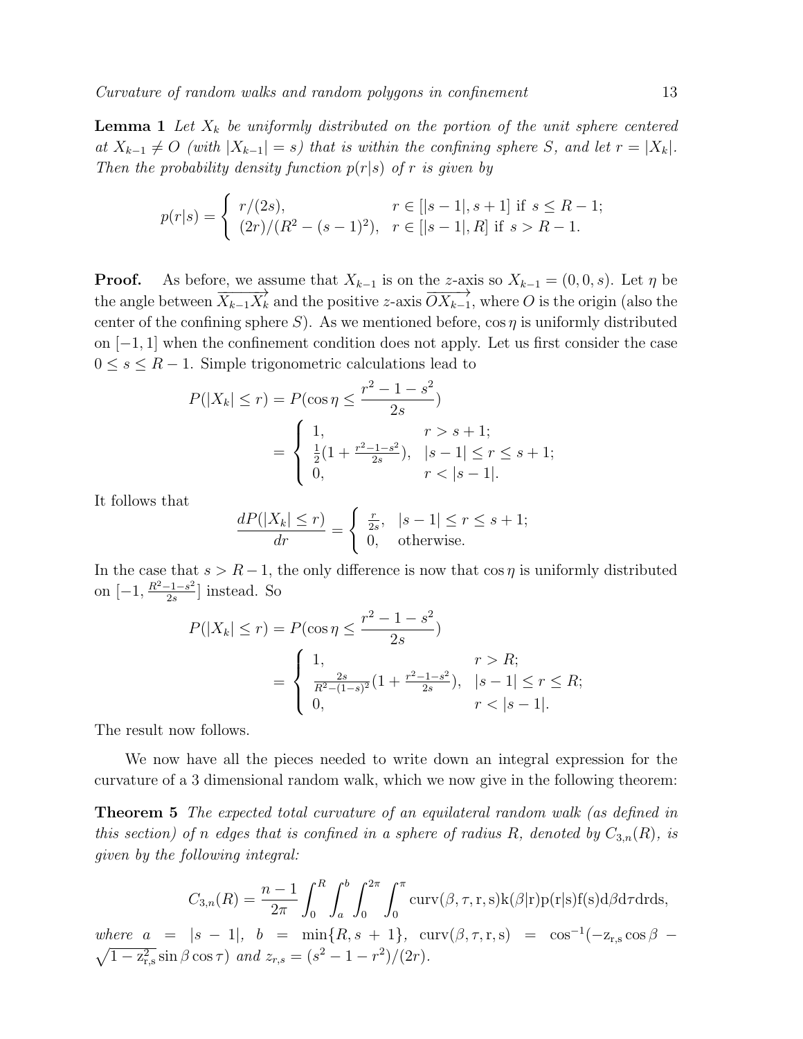**Lemma 1** *Let $X_k$ be uniformly distributed on the portion of the unit sphere centered at $X_{k-1} \neq O$ (with $|X_{k-1}| = s$) that is within the confining sphere $S$, and let $r = |X_k|$. Then the probability density function $p(r|s)$ of $r$ is given by*

$$p(r|s) = \begin{cases} r/(2s), & r \in [|s-1|, s+1] \text{ if } s \leq R-1; \\ (2r)/(R^2-(s-1)^2), & r \in [|s-1|, R] \text{ if } s > R-1. \end{cases}$$

**Proof.** As before, we assume that $X_{k-1}$ is on the $z$-axis so $X_{k-1} = (0,0,s)$. Let $\eta$ be the angle between $\overrightarrow{X_{k-1}X_k}$ and the positive $z$-axis $\overrightarrow{OX_{k-1}}$, where $O$ is the origin (also the center of the confining sphere $S$). As we mentioned before, $\cos\eta$ is uniformly distributed on $[-1,1]$ when the confinement condition does not apply. Let us first consider the case $0 \leq s \leq R-1$. Simple trigonometric calculations lead to

$$\begin{aligned} P(|X_k| \leq r) &= P(\cos\eta \leq \frac{r^2-1-s^2}{2s}) \\ &= \begin{cases} 1, & r > s+1; \\ \frac{1}{2}(1+\frac{r^2-1-s^2}{2s}), & |s-1| \leq r \leq s+1; \\ 0, & r < |s-1|. \end{cases} \end{aligned}$$

It follows that

$$\frac{dP(|X_k| \leq r)}{dr} = \begin{cases} \frac{r}{2s}, & |s-1| \leq r \leq s+1; \\ 0, & \text{otherwise.} \end{cases}$$

In the case that $s > R-1$, the only difference is now that $\cos\eta$ is uniformly distributed on $[-1, \frac{R^2-1-s^2}{2s}]$ instead. So

$$\begin{aligned} P(|X_k| \leq r) &= P(\cos\eta \leq \frac{r^2-1-s^2}{2s}) \\ &= \begin{cases} 1, & r > R; \\ \frac{2s}{R^2-(1-s)^2}(1+\frac{r^2-1-s^2}{2s}), & |s-1| \leq r \leq R; \\ 0, & r < |s-1|. \end{cases} \end{aligned}$$

The result now follows.

We now have all the pieces needed to write down an integral expression for the curvature of a 3 dimensional random walk, which we now give in the following theorem:

**Theorem 5** *The expected total curvature of an equilateral random walk (as defined in this section) of $n$ edges that is confined in a sphere of radius $R$, denoted by $C_{3,n}(R)$, is given by the following integral:*

$$C_{3,n}(R) = \frac{n-1}{2\pi}\int_0^R \int_a^b \int_0^{2\pi} \int_0^{\pi} \mathrm{curv}(\beta,\tau,\mathrm{r},\mathrm{s})\mathrm{k}(\beta|\mathrm{r})\mathrm{p}(\mathrm{r}|\mathrm{s})\mathrm{f}(\mathrm{s})\mathrm{d}\beta\mathrm{d}\tau\mathrm{d}\mathrm{r}\mathrm{d}\mathrm{s},$$

*where $a = |s-1|$, $b = \min\{R, s+1\}$, $\mathrm{curv}(\beta,\tau,\mathrm{r},\mathrm{s}) = \cos^{-1}(-\mathrm{z}_{\mathrm{r,s}}\cos\beta - \sqrt{1-\mathrm{z}_{\mathrm{r,s}}^2}\sin\beta\cos\tau)$ and $z_{r,s} = (s^2-1-r^2)/(2r)$.*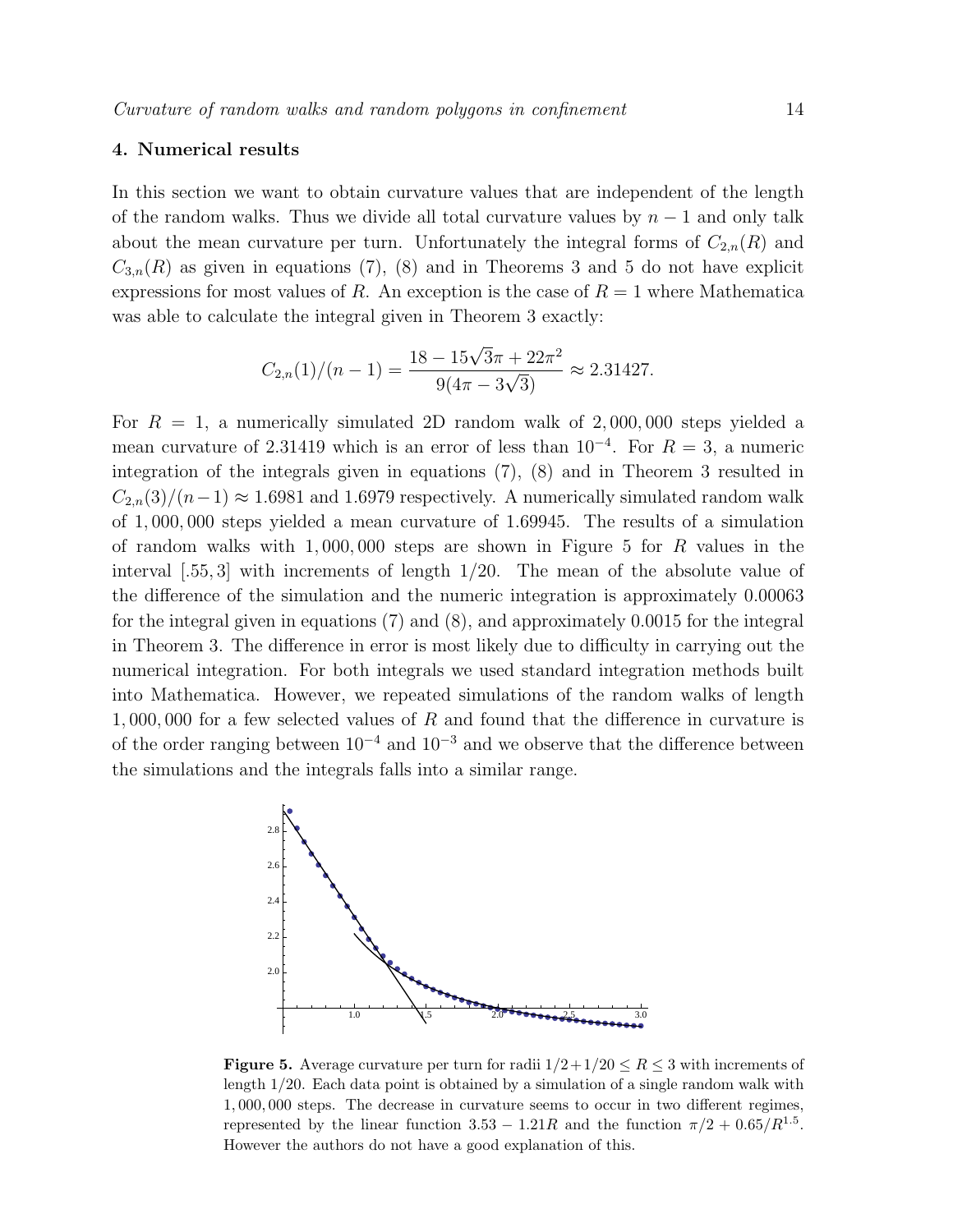## 4. Numerical results

In this section we want to obtain curvature values that are independent of the length of the random walks. Thus we divide all total curvature values by $n-1$ and only talk about the mean curvature per turn. Unfortunately the integral forms of $C_{2,n}(R)$ and $C_{3,n}(R)$ as given in equations (7), (8) and in Theorems 3 and 5 do not have explicit expressions for most values of $R$. An exception is the case of $R=1$ where Mathematica was able to calculate the integral given in Theorem 3 exactly:

$$C_{2,n}(1)/(n-1) = \frac{18 - 15\sqrt{3}\pi + 22\pi^2}{9(4\pi - 3\sqrt{3})} \approx 2.31427.$$

For $R = 1$, a numerically simulated 2D random walk of $2,000,000$ steps yielded a mean curvature of 2.31419 which is an error of less than $10^{-4}$. For $R = 3$, a numeric integration of the integrals given in equations (7), (8) and in Theorem 3 resulted in $C_{2,n}(3)/(n-1) \approx 1.6981$ and 1.6979 respectively. A numerically simulated random walk of $1,000,000$ steps yielded a mean curvature of 1.69945. The results of a simulation of random walks with $1,000,000$ steps are shown in Figure 5 for $R$ values in the interval $[.55, 3]$ with increments of length $1/20$. The mean of the absolute value of the difference of the simulation and the numeric integration is approximately 0.00063 for the integral given in equations (7) and (8), and approximately 0.0015 for the integral in Theorem 3. The difference in error is most likely due to difficulty in carrying out the numerical integration. For both integrals we used standard integration methods built into Mathematica. However, we repeated simulations of the random walks of length $1,000,000$ for a few selected values of $R$ and found that the difference in curvature is of the order ranging between $10^{-4}$ and $10^{-3}$ and we observe that the difference between the simulations and the integrals falls into a similar range.

**Figure 5.** Average curvature per turn for radii $1/2 + 1/20 \leq R \leq 3$ with increments of length $1/20$. Each data point is obtained by a simulation of a single random walk with $1,000,000$ steps. The decrease in curvature seems to occur in two different regimes, represented by the linear function $3.53 - 1.21R$ and the function $\pi/2 + 0.65/R^{1.5}$. However the authors do not have a good explanation of this.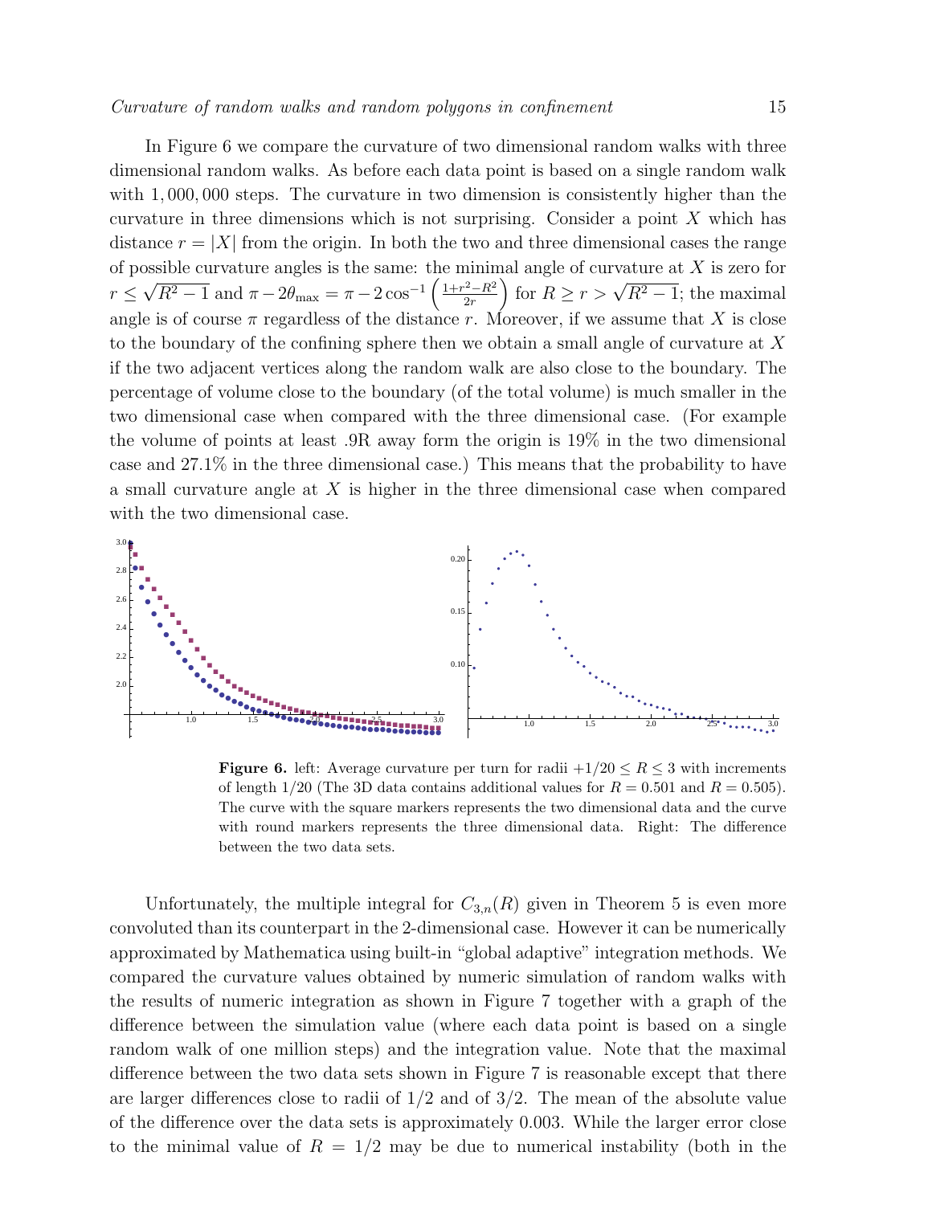In Figure 6 we compare the curvature of two dimensional random walks with three dimensional random walks. As before each data point is based on a single random walk with 1,000,000 steps. The curvature in two dimension is consistently higher than the curvature in three dimensions which is not surprising. Consider a point $X$ which has distance $r = |X|$ from the origin. In both the two and three dimensional cases the range of possible curvature angles is the same: the minimal angle of curvature at $X$ is zero for $r \leq \sqrt{R^2 - 1}$ and $\pi - 2\theta_{\max} = \pi - 2\cos^{-1}\left(\frac{1+r^2-R^2}{2r}\right)$ for $R \geq r > \sqrt{R^2-1}$; the maximal angle is of course $\pi$ regardless of the distance $r$. Moreover, if we assume that $X$ is close to the boundary of the confining sphere then we obtain a small angle of curvature at $X$ if the two adjacent vertices along the random walk are also close to the boundary. The percentage of volume close to the boundary (of the total volume) is much smaller in the two dimensional case when compared with the three dimensional case. (For example the volume of points at least .9R away form the origin is 19% in the two dimensional case and 27.1% in the three dimensional case.) This means that the probability to have a small curvature angle at $X$ is higher in the three dimensional case when compared with the two dimensional case.

**Figure 6.** left: Average curvature per turn for radii $+1/20 \leq R \leq 3$ with increments of length $1/20$ (The 3D data contains additional values for $R = 0.501$ and $R = 0.505$). The curve with the square markers represents the two dimensional data and the curve with round markers represents the three dimensional data. Right: The difference between the two data sets.

Unfortunately, the multiple integral for $C_{3,n}(R)$ given in Theorem 5 is even more convoluted than its counterpart in the 2-dimensional case. However it can be numerically approximated by Mathematica using built-in "global adaptive" integration methods. We compared the curvature values obtained by numeric simulation of random walks with the results of numeric integration as shown in Figure 7 together with a graph of the difference between the simulation value (where each data point is based on a single random walk of one million steps) and the integration value. Note that the maximal difference between the two data sets shown in Figure 7 is reasonable except that there are larger differences close to radii of $1/2$ and of $3/2$. The mean of the absolute value of the difference over the data sets is approximately 0.003. While the larger error close to the minimal value of $R = 1/2$ may be due to numerical instability (both in the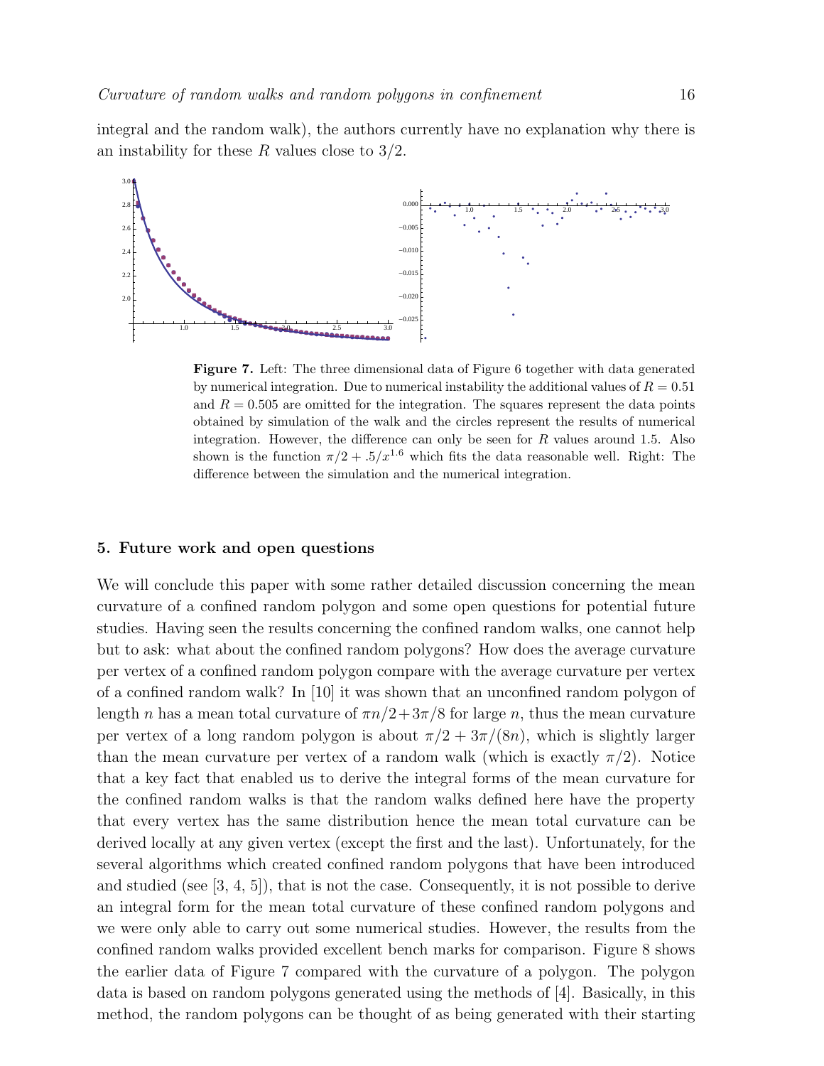integral and the random walk), the authors currently have no explanation why there is an instability for these $R$ values close to $3/2$.

**Figure 7.** Left: The three dimensional data of Figure 6 together with data generated by numerical integration. Due to numerical instability the additional values of $R = 0.51$ and $R = 0.505$ are omitted for the integration. The squares represent the data points obtained by simulation of the walk and the circles represent the results of numerical integration. However, the difference can only be seen for $R$ values around 1.5. Also shown is the function $\pi/2 + .5/x^{1.6}$ which fits the data reasonable well. Right: The difference between the simulation and the numerical integration.

## 5. Future work and open questions

We will conclude this paper with some rather detailed discussion concerning the mean curvature of a confined random polygon and some open questions for potential future studies. Having seen the results concerning the confined random walks, one cannot help but to ask: what about the confined random polygons? How does the average curvature per vertex of a confined random polygon compare with the average curvature per vertex of a confined random walk? In [10] it was shown that an unconfined random polygon of length $n$ has a mean total curvature of $\pi n/2 + 3\pi/8$ for large $n$, thus the mean curvature per vertex of a long random polygon is about $\pi/2 + 3\pi/(8n)$, which is slightly larger than the mean curvature per vertex of a random walk (which is exactly $\pi/2$). Notice that a key fact that enabled us to derive the integral forms of the mean curvature for the confined random walks is that the random walks defined here have the property that every vertex has the same distribution hence the mean total curvature can be derived locally at any given vertex (except the first and the last). Unfortunately, for the several algorithms which created confined random polygons that have been introduced and studied (see [3, 4, 5]), that is not the case. Consequently, it is not possible to derive an integral form for the mean total curvature of these confined random polygons and we were only able to carry out some numerical studies. However, the results from the confined random walks provided excellent bench marks for comparison. Figure 8 shows the earlier data of Figure 7 compared with the curvature of a polygon. The polygon data is based on random polygons generated using the methods of [4]. Basically, in this method, the random polygons can be thought of as being generated with their starting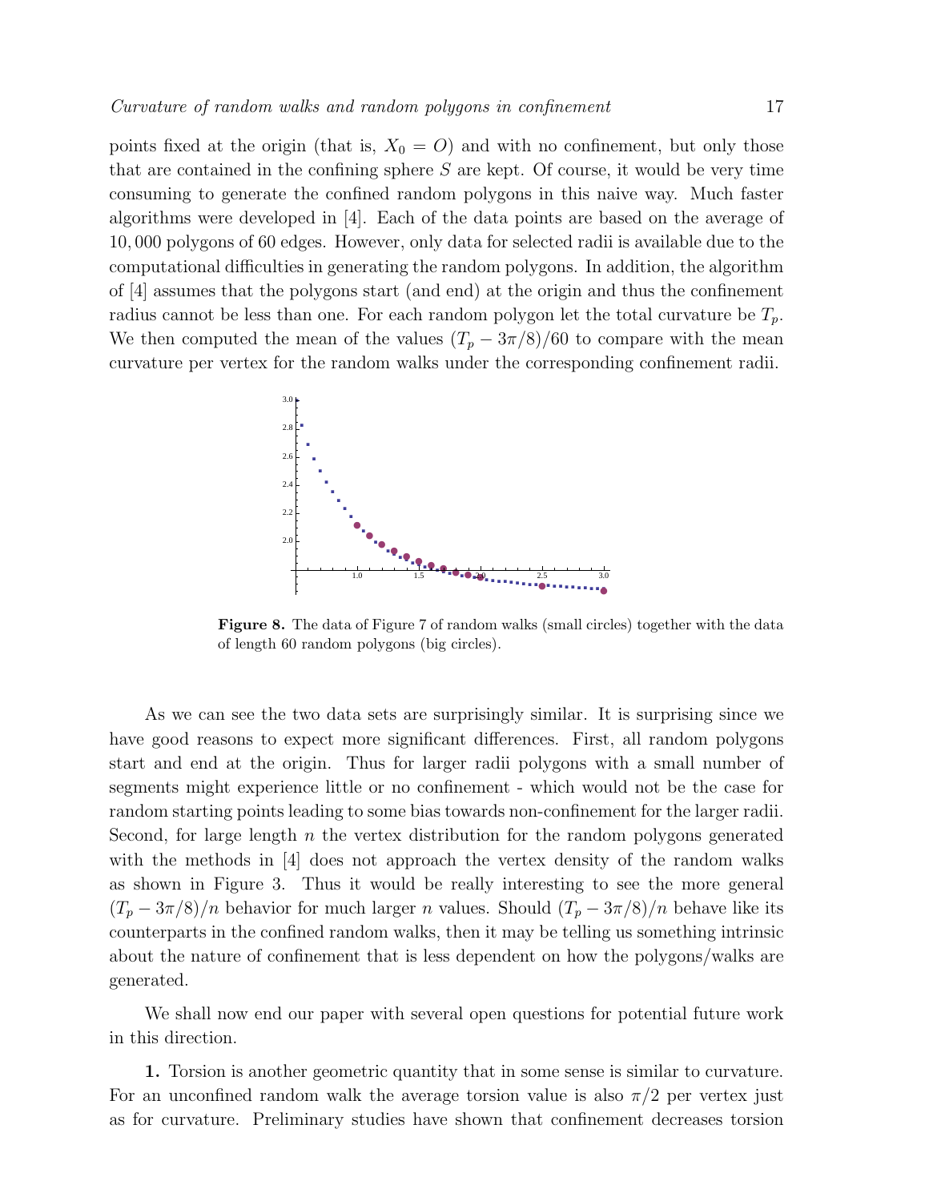points fixed at the origin (that is, $X_0 = O$) and with no confinement, but only those that are contained in the confining sphere $S$ are kept. Of course, it would be very time consuming to generate the confined random polygons in this naive way. Much faster algorithms were developed in [4]. Each of the data points are based on the average of 10,000 polygons of 60 edges. However, only data for selected radii is available due to the computational difficulties in generating the random polygons. In addition, the algorithm of [4] assumes that the polygons start (and end) at the origin and thus the confinement radius cannot be less than one. For each random polygon let the total curvature be $T_p$. We then computed the mean of the values $(T_p - 3\pi/8)/60$ to compare with the mean curvature per vertex for the random walks under the corresponding confinement radii.

**Figure 8.** The data of Figure 7 of random walks (small circles) together with the data of length 60 random polygons (big circles).

As we can see the two data sets are surprisingly similar. It is surprising since we have good reasons to expect more significant differences. First, all random polygons start and end at the origin. Thus for larger radii polygons with a small number of segments might experience little or no confinement - which would not be the case for random starting points leading to some bias towards non-confinement for the larger radii. Second, for large length $n$ the vertex distribution for the random polygons generated with the methods in [4] does not approach the vertex density of the random walks as shown in Figure 3. Thus it would be really interesting to see the more general $(T_p - 3\pi/8)/n$ behavior for much larger $n$ values. Should $(T_p - 3\pi/8)/n$ behave like its counterparts in the confined random walks, then it may be telling us something intrinsic about the nature of confinement that is less dependent on how the polygons/walks are generated.

We shall now end our paper with several open questions for potential future work in this direction.

**1.** Torsion is another geometric quantity that in some sense is similar to curvature. For an unconfined random walk the average torsion value is also $\pi/2$ per vertex just as for curvature. Preliminary studies have shown that confinement decreases torsion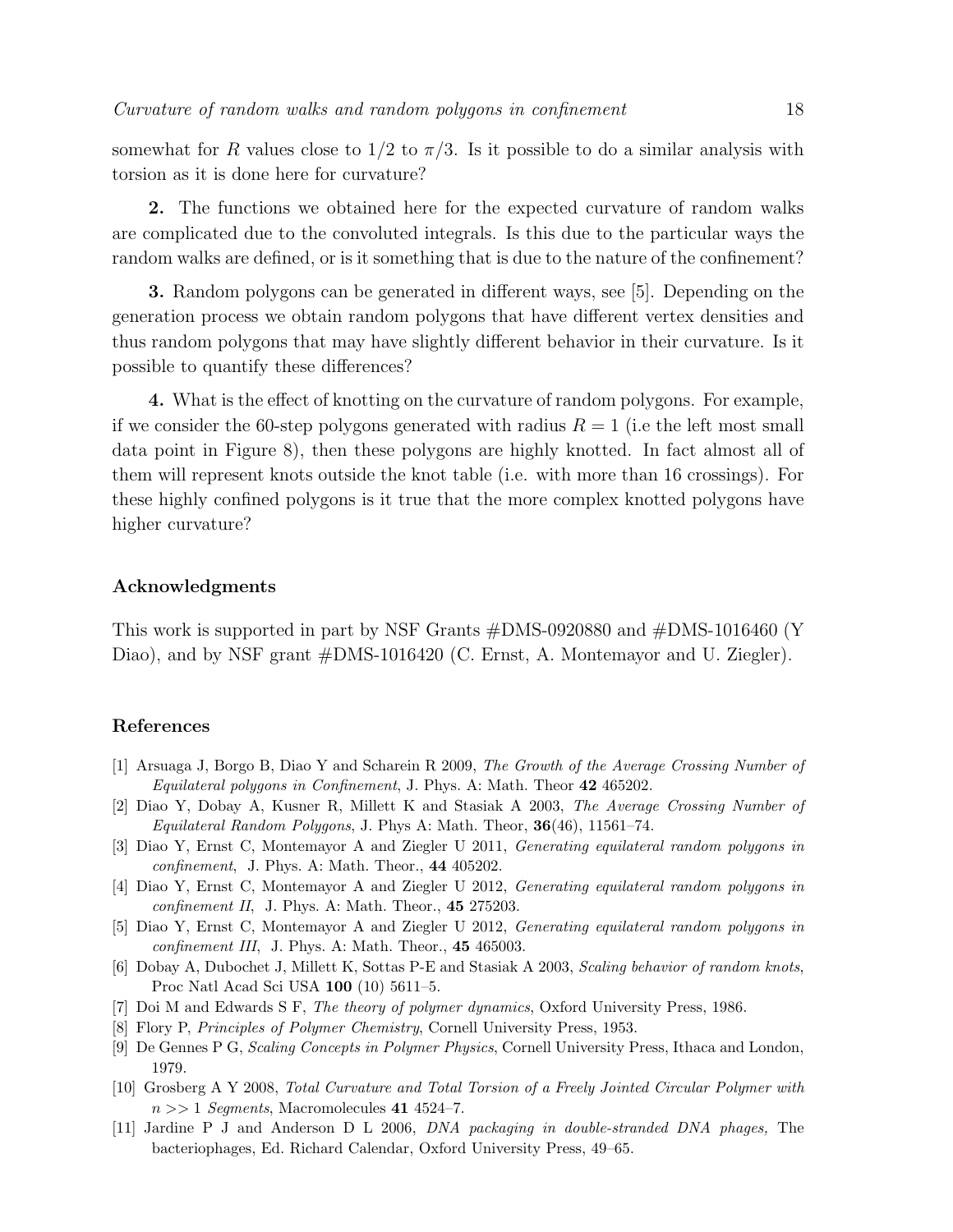somewhat for $R$ values close to $1/2$ to $\pi/3$. Is it possible to do a similar analysis with torsion as it is done here for curvature?

**2.** The functions we obtained here for the expected curvature of random walks are complicated due to the convoluted integrals. Is this due to the particular ways the random walks are defined, or is it something that is due to the nature of the confinement?

**3.** Random polygons can be generated in different ways, see [5]. Depending on the generation process we obtain random polygons that have different vertex densities and thus random polygons that may have slightly different behavior in their curvature. Is it possible to quantify these differences?

**4.** What is the effect of knotting on the curvature of random polygons. For example, if we consider the 60-step polygons generated with radius $R = 1$ (i.e the left most small data point in Figure 8), then these polygons are highly knotted. In fact almost all of them will represent knots outside the knot table (i.e. with more than 16 crossings). For these highly confined polygons is it true that the more complex knotted polygons have higher curvature?

### Acknowledgments

This work is supported in part by NSF Grants #DMS-0920880 and #DMS-1016460 (Y Diao), and by NSF grant #DMS-1016420 (C. Ernst, A. Montemayor and U. Ziegler).

### References

[1] Arsuaga J, Borgo B, Diao Y and Scharein R 2009, *The Growth of the Average Crossing Number of Equilateral polygons in Confinement*, J. Phys. A: Math. Theor **42** 465202.

[2] Diao Y, Dobay A, Kusner R, Millett K and Stasiak A 2003, *The Average Crossing Number of Equilateral Random Polygons*, J. Phys A: Math. Theor, **36**(46), 11561–74.

[3] Diao Y, Ernst C, Montemayor A and Ziegler U 2011, *Generating equilateral random polygons in confinement*, J. Phys. A: Math. Theor., **44** 405202.

[4] Diao Y, Ernst C, Montemayor A and Ziegler U 2012, *Generating equilateral random polygons in confinement II*, J. Phys. A: Math. Theor., **45** 275203.

[5] Diao Y, Ernst C, Montemayor A and Ziegler U 2012, *Generating equilateral random polygons in confinement III*, J. Phys. A: Math. Theor., **45** 465003.

[6] Dobay A, Dubochet J, Millett K, Sottas P-E and Stasiak A 2003, *Scaling behavior of random knots*, Proc Natl Acad Sci USA **100** (10) 5611–5.

[7] Doi M and Edwards S F, *The theory of polymer dynamics*, Oxford University Press, 1986.

[8] Flory P, *Principles of Polymer Chemistry*, Cornell University Press, 1953.

[9] De Gennes P G, *Scaling Concepts in Polymer Physics*, Cornell University Press, Ithaca and London, 1979.

[10] Grosberg A Y 2008, *Total Curvature and Total Torsion of a Freely Jointed Circular Polymer with $n >> 1$ Segments*, Macromolecules **41** 4524–7.

[11] Jardine P J and Anderson D L 2006, *DNA packaging in double-stranded DNA phages,* The bacteriophages, Ed. Richard Calendar, Oxford University Press, 49–65.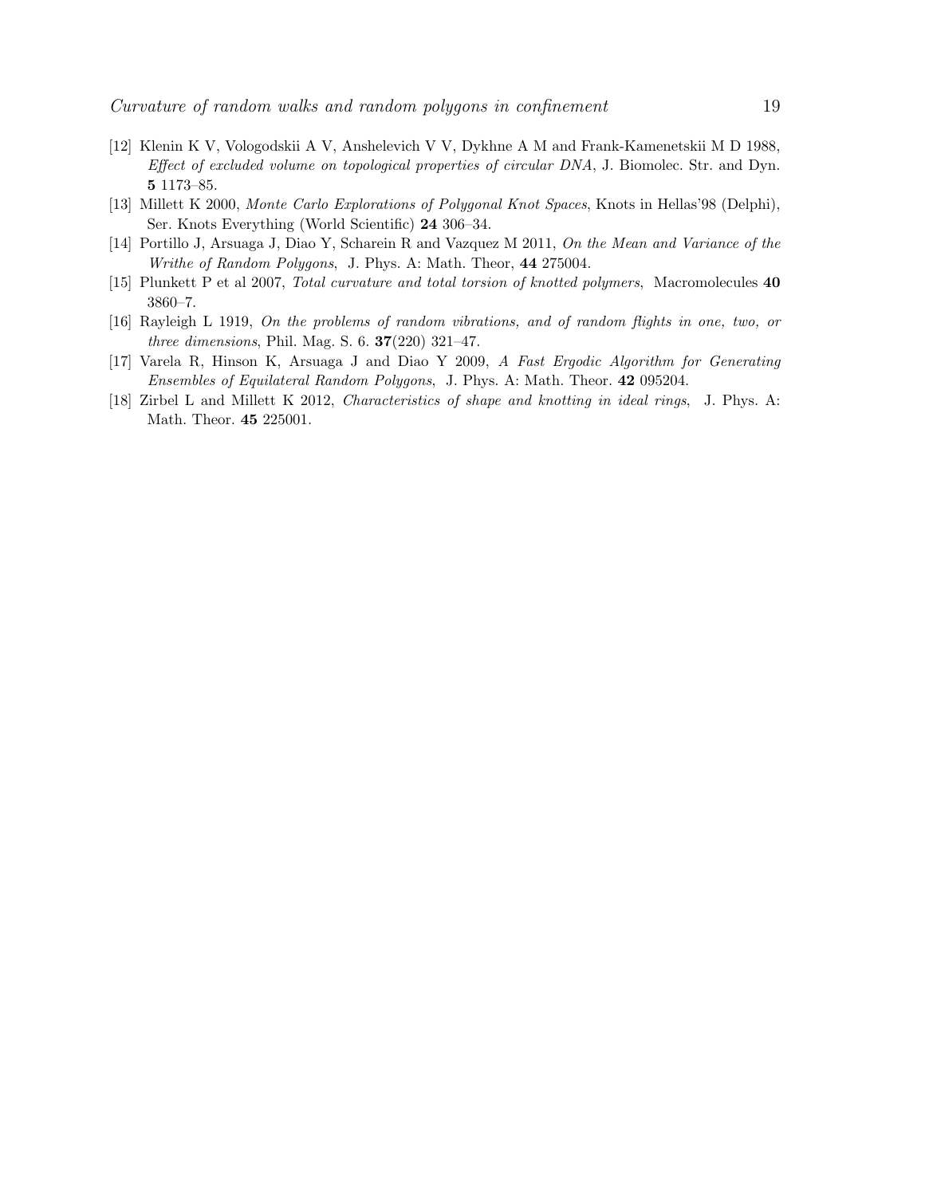[12] Klenin K V, Vologodskii A V, Anshelevich V V, Dykhne A M and Frank-Kamenetskii M D 1988, *Effect of excluded volume on topological properties of circular DNA*, J. Biomolec. Str. and Dyn. **5** 1173–85.

[13] Millett K 2000, *Monte Carlo Explorations of Polygonal Knot Spaces*, Knots in Hellas'98 (Delphi), Ser. Knots Everything (World Scientific) **24** 306–34.

[14] Portillo J, Arsuaga J, Diao Y, Scharein R and Vazquez M 2011, *On the Mean and Variance of the Writhe of Random Polygons*, J. Phys. A: Math. Theor, **44** 275004.

[15] Plunkett P et al 2007, *Total curvature and total torsion of knotted polymers*, Macromolecules **40** 3860–7.

[16] Rayleigh L 1919, *On the problems of random vibrations, and of random flights in one, two, or three dimensions*, Phil. Mag. S. 6. **37**(220) 321–47.

[17] Varela R, Hinson K, Arsuaga J and Diao Y 2009, *A Fast Ergodic Algorithm for Generating Ensembles of Equilateral Random Polygons*, J. Phys. A: Math. Theor. **42** 095204.

[18] Zirbel L and Millett K 2012, *Characteristics of shape and knotting in ideal rings*, J. Phys. A: Math. Theor. **45** 225001.